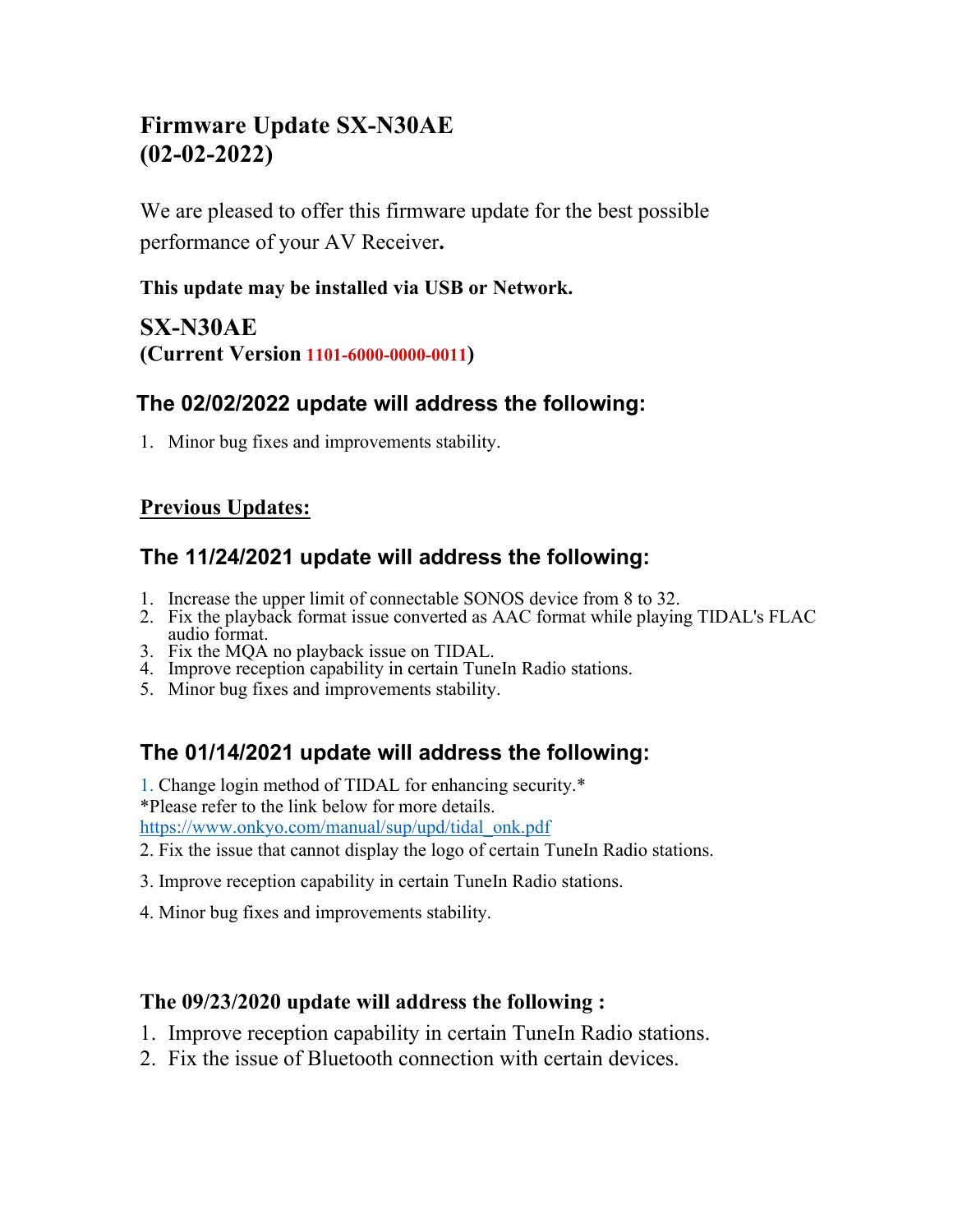# Firmware Update SX-N30AE
# (02-02-2022)

We are pleased to offer this firmware update for the best possible performance of your AV Receiver**.**

**This update may be installed via USB or Network.**

## SX-N30AE
**(Current Version 1101-6000-0000-0011)**

### The 02/02/2022 update will address the following:

1. Minor bug fixes and improvements stability.

## Previous Updates:

### The 11/24/2021 update will address the following:

1. Increase the upper limit of connectable SONOS device from 8 to 32.
2. Fix the playback format issue converted as AAC format while playing TIDAL's FLAC audio format.
3. Fix the MQA no playback issue on TIDAL.
4. Improve reception capability in certain TuneIn Radio stations.
5. Minor bug fixes and improvements stability.

### The 01/14/2021 update will address the following:

1. Change login method of TIDAL for enhancing security.*
*Please refer to the link below for more details.
https://www.onkyo.com/manual/sup/upd/tidal_onk.pdf
2. Fix the issue that cannot display the logo of certain TuneIn Radio stations.
3. Improve reception capability in certain TuneIn Radio stations.
4. Minor bug fixes and improvements stability.

### The 09/23/2020 update will address the following :

1. Improve reception capability in certain TuneIn Radio stations.
2. Fix the issue of Bluetooth connection with certain devices.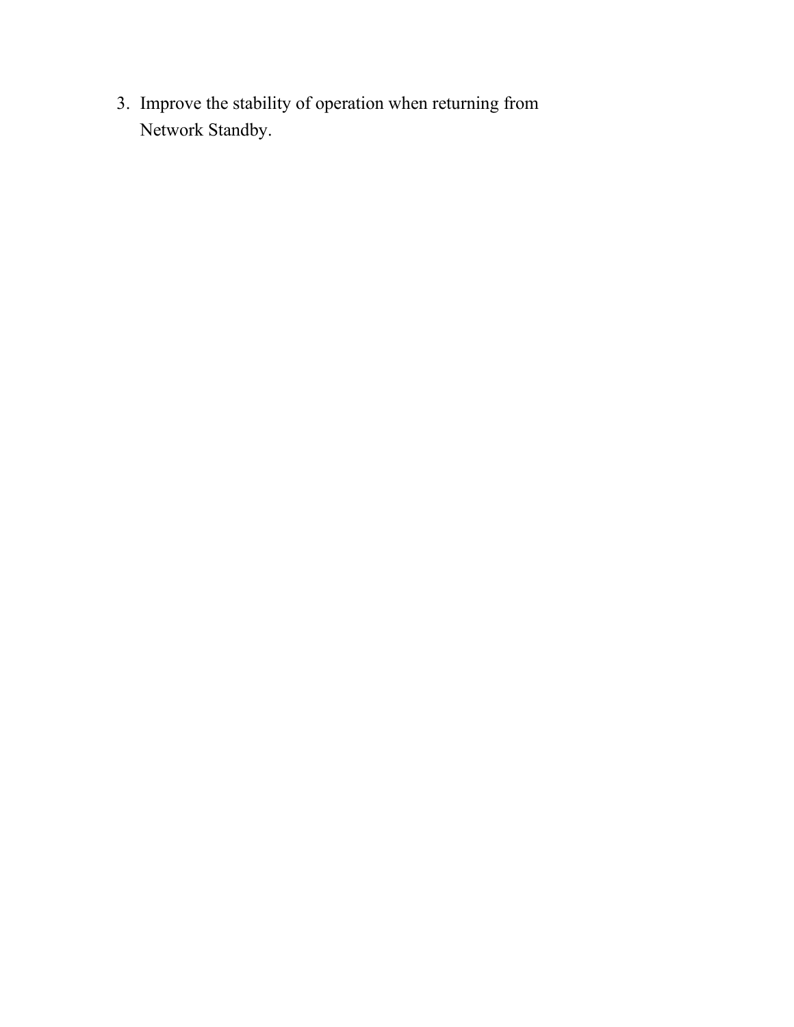3. Improve the stability of operation when returning from Network Standby.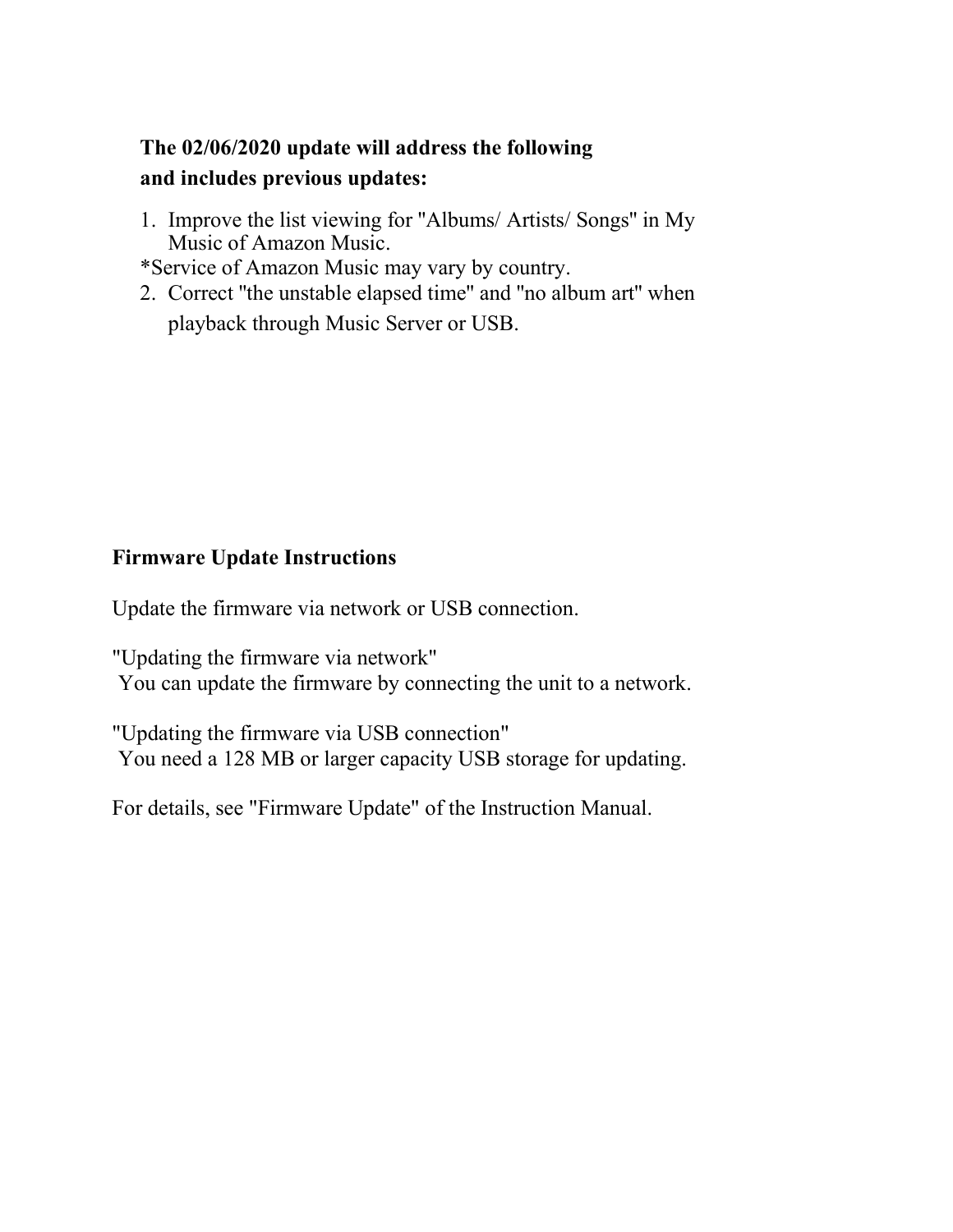**The 02/06/2020 update will address the following and includes previous updates:**

1. Improve the list viewing for "Albums/ Artists/ Songs" in My Music of Amazon Music.

*Service of Amazon Music may vary by country.

2. Correct "the unstable elapsed time" and "no album art" when playback through Music Server or USB.

**Firmware Update Instructions**

Update the firmware via network or USB connection.

"Updating the firmware via network"
You can update the firmware by connecting the unit to a network.

"Updating the firmware via USB connection"
You need a 128 MB or larger capacity USB storage for updating.

For details, see "Firmware Update" of the Instruction Manual.